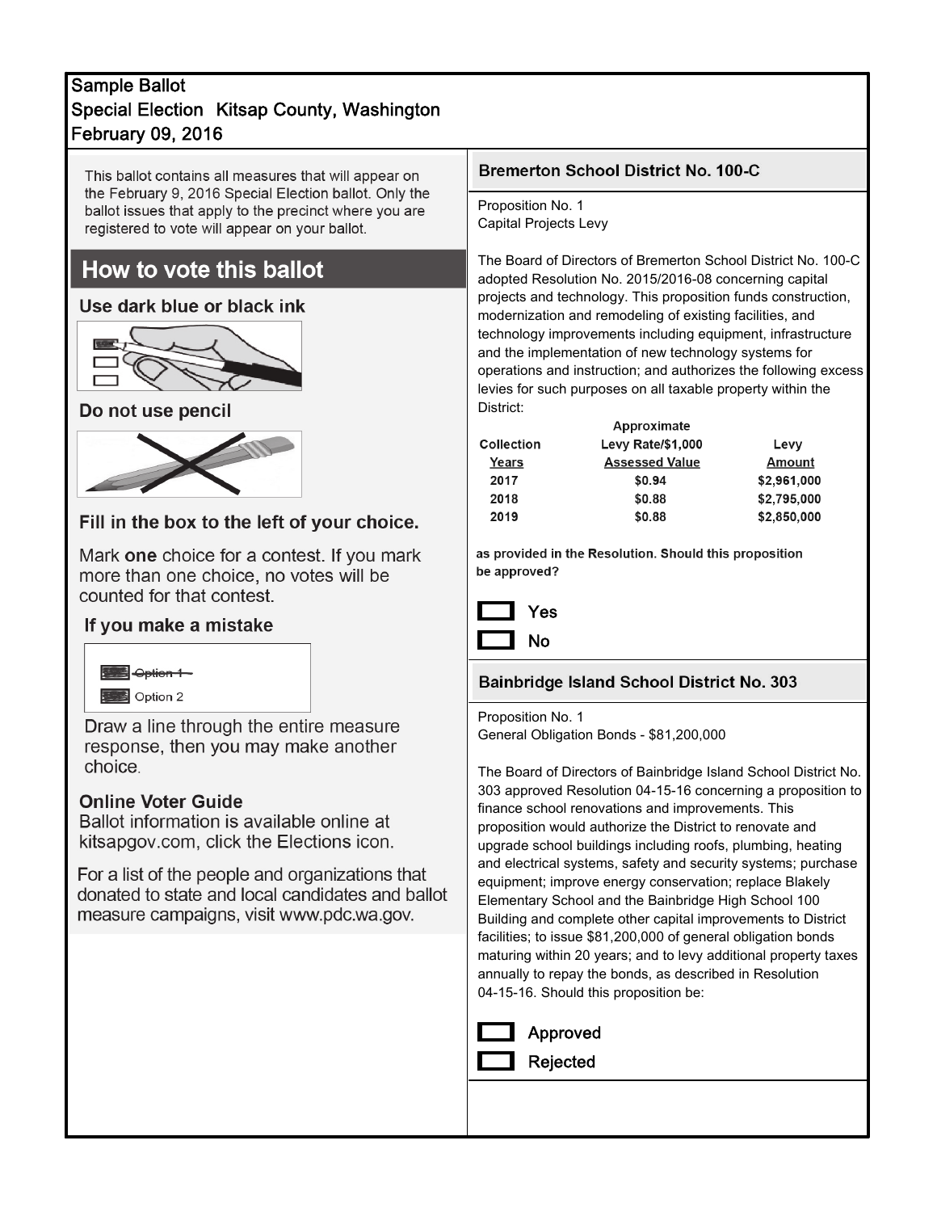Sample Ballot
Special Election Kitsap County, Washington
February 09, 2016

This ballot contains all measures that will appear on the February 9, 2016 Special Election ballot. Only the ballot issues that apply to the precinct where you are registered to vote will appear on your ballot.

## How to vote this ballot

### Use dark blue or black ink

### Do not use pencil

### Fill in the box to the left of your choice.

Mark **one** choice for a contest. If you mark more than one choice, no votes will be counted for that contest.

### If you make a mistake

~~Option 1~~
Option 2

Draw a line through the entire measure response, then you may make another choice.

### Online Voter Guide

Ballot information is available online at kitsapgov.com, click the Elections icon.

For a list of the people and organizations that donated to state and local candidates and ballot measure campaigns, visit www.pdc.wa.gov.

## Bremerton School District No. 100-C

Proposition No. 1
Capital Projects Levy

The Board of Directors of Bremerton School District No. 100-C adopted Resolution No. 2015/2016-08 concerning capital projects and technology. This proposition funds construction, modernization and remodeling of existing facilities, and technology improvements including equipment, infrastructure and the implementation of new technology systems for operations and instruction; and authorizes the following excess levies for such purposes on all taxable property within the District:

| Collection Years | Approximate Levy Rate/$1,000 Assessed Value | Levy Amount |
|---|---|---|
| 2017 | $0.94 | $2,961,000 |
| 2018 | $0.88 | $2,795,000 |
| 2019 | $0.88 | $2,850,000 |

as provided in the Resolution. Should this proposition be approved?

- [ ] Yes
- [ ] No

## Bainbridge Island School District No. 303

Proposition No. 1
General Obligation Bonds - $81,200,000

The Board of Directors of Bainbridge Island School District No. 303 approved Resolution 04-15-16 concerning a proposition to finance school renovations and improvements. This proposition would authorize the District to renovate and upgrade school buildings including roofs, plumbing, heating and electrical systems, safety and security systems; purchase equipment; improve energy conservation; replace Blakely Elementary School and the Bainbridge High School 100 Building and complete other capital improvements to District facilities; to issue $81,200,000 of general obligation bonds maturing within 20 years; and to levy additional property taxes annually to repay the bonds, as described in Resolution 04-15-16. Should this proposition be:

- [ ] Approved
- [ ] Rejected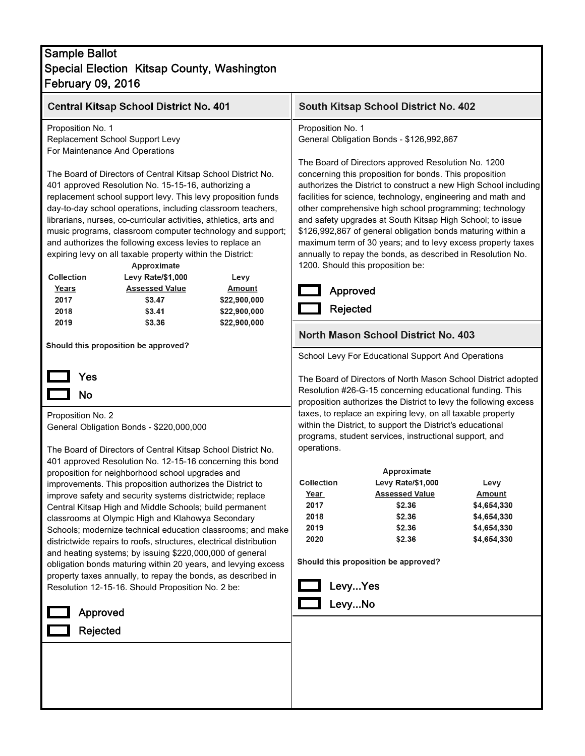# Sample Ballot
# Special Election Kitsap County, Washington
# February 09, 2016

## Central Kitsap School District No. 401

Proposition No. 1
Replacement School Support Levy
For Maintenance And Operations

The Board of Directors of Central Kitsap School District No. 401 approved Resolution No. 15-15-16, authorizing a replacement school support levy. This levy proposition funds day-to-day school operations, including classroom teachers, librarians, nurses, co-curricular activities, athletics, arts and music programs, classroom computer technology and support; and authorizes the following excess levies to replace an expiring levy on all taxable property within the District:

| Collection Years | Approximate Levy Rate/$1,000 Assessed Value | Levy Amount |
|---|---|---|
| 2017 | $3.47 | $22,900,000 |
| 2018 | $3.41 | $22,900,000 |
| 2019 | $3.36 | $22,900,000 |

**Should this proposition be approved?**

- [ ] Yes
- [ ] No

Proposition No. 2
General Obligation Bonds - $220,000,000

The Board of Directors of Central Kitsap School District No. 401 approved Resolution No. 12-15-16 concerning this bond proposition for neighborhood school upgrades and improvements. This proposition authorizes the District to improve safety and security systems districtwide; replace Central Kitsap High and Middle Schools; build permanent classrooms at Olympic High and Klahowya Secondary Schools; modernize technical education classrooms; and make districtwide repairs to roofs, structures, electrical distribution and heating systems; by issuing $220,000,000 of general obligation bonds maturing within 20 years, and levying excess property taxes annually, to repay the bonds, as described in Resolution 12-15-16. Should Proposition No. 2 be:

- [ ] Approved
- [ ] Rejected

## South Kitsap School District No. 402

Proposition No. 1
General Obligation Bonds - $126,992,867

The Board of Directors approved Resolution No. 1200 concerning this proposition for bonds. This proposition authorizes the District to construct a new High School including facilities for science, technology, engineering and math and other comprehensive high school programming; technology and safety upgrades at South Kitsap High School; to issue $126,992,867 of general obligation bonds maturing within a maximum term of 30 years; and to levy excess property taxes annually to repay the bonds, as described in Resolution No. 1200. Should this proposition be:

- [ ] Approved
- [ ] Rejected

## North Mason School District No. 403

School Levy For Educational Support And Operations

The Board of Directors of North Mason School District adopted Resolution #26-G-15 concerning educational funding. This proposition authorizes the District to levy the following excess taxes, to replace an expiring levy, on all taxable property within the District, to support the District's educational programs, student services, instructional support, and operations.

| Collection Year | Approximate Levy Rate/$1,000 Assessed Value | Levy Amount |
|---|---|---|
| 2017 | $2.36 | $4,654,330 |
| 2018 | $2.36 | $4,654,330 |
| 2019 | $2.36 | $4,654,330 |
| 2020 | $2.36 | $4,654,330 |

**Should this proposition be approved?**

- [ ] Levy...Yes
- [ ] Levy...No